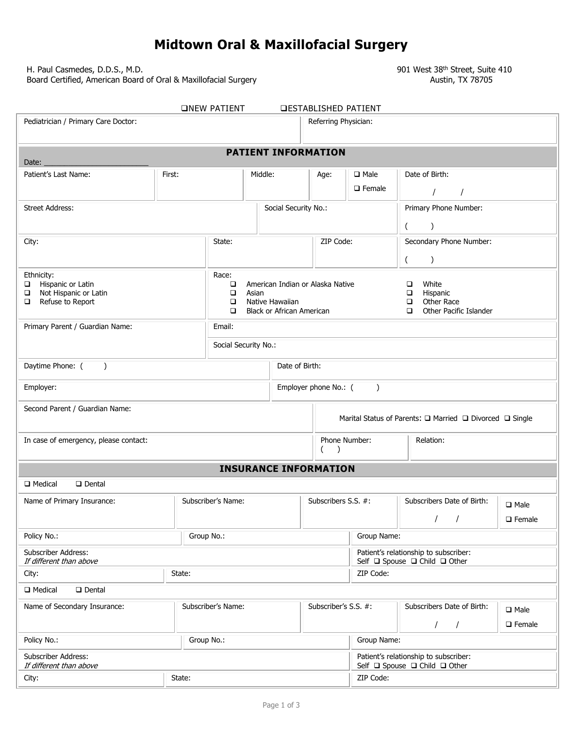# Midtown Oral & Maxillofacial Surgery

H. Paul Casmedes, D.D.S., M.D.
Board Certified, American Board of Oral & Maxillofacial Surgery

901 West 38th Street, Suite 410
Austin, TX 78705

❑ NEW PATIENT ❑ ESTABLISHED PATIENT

| Pediatrician / Primary Care Doctor: | Referring Physician: |
|---|---|

## PATIENT INFORMATION

Date: ___________________________

| Patient's Last Name: | First: | Middle: | Age: | ❑ Male ❑ Female | Date of Birth: / / |
|---|---|---|---|---|---|

| Street Address: | Social Security No.: | Primary Phone Number: ( ) |
|---|---|---|

| City: | State: | ZIP Code: | Secondary Phone Number: ( ) |
|---|---|---|---|

**Ethnicity:**
- ❑ Hispanic or Latin
- ❑ Not Hispanic or Latin
- ❑ Refuse to Report

**Race:**
- ❑ American Indian or Alaska Native
- ❑ Asian
- ❑ Native Hawaiian
- ❑ Black or African American
- ❑ White
- ❑ Hispanic
- ❑ Other Race
- ❑ Other Pacific Islander

| Primary Parent / Guardian Name: | Email: |
|---|---|
| | Social Security No.: |

| Daytime Phone: ( ) | Date of Birth: |
|---|---|
| Employer: | Employer phone No.: ( ) |

| Second Parent / Guardian Name: | Marital Status of Parents: ❑ Married ❑ Divorced ❑ Single |
|---|---|

| In case of emergency, please contact: | Phone Number: ( ) | Relation: |
|---|---|---|

## INSURANCE INFORMATION

❑ Medical ❑ Dental

| Name of Primary Insurance: | Subscriber's Name: | Subscribers S.S. #: | Subscribers Date of Birth: / / | ❑ Male ❑ Female |
|---|---|---|---|---|

| Policy No.: | Group No.: | Group Name: |
|---|---|---|
| Subscriber Address: *If different than above* | | Patient's relationship to subscriber: Self ❑ Spouse ❑ Child ❑ Other |
| City: | State: | ZIP Code: |

❑ Medical ❑ Dental

| Name of Secondary Insurance: | Subscriber's Name: | Subscriber's S.S. #: | Subscribers Date of Birth: / / | ❑ Male ❑ Female |
|---|---|---|---|---|

| Policy No.: | Group No.: | Group Name: |
|---|---|---|
| Subscriber Address: *If different than above* | | Patient's relationship to subscriber: Self ❑ Spouse ❑ Child ❑ Other |
| City: | State: | ZIP Code: |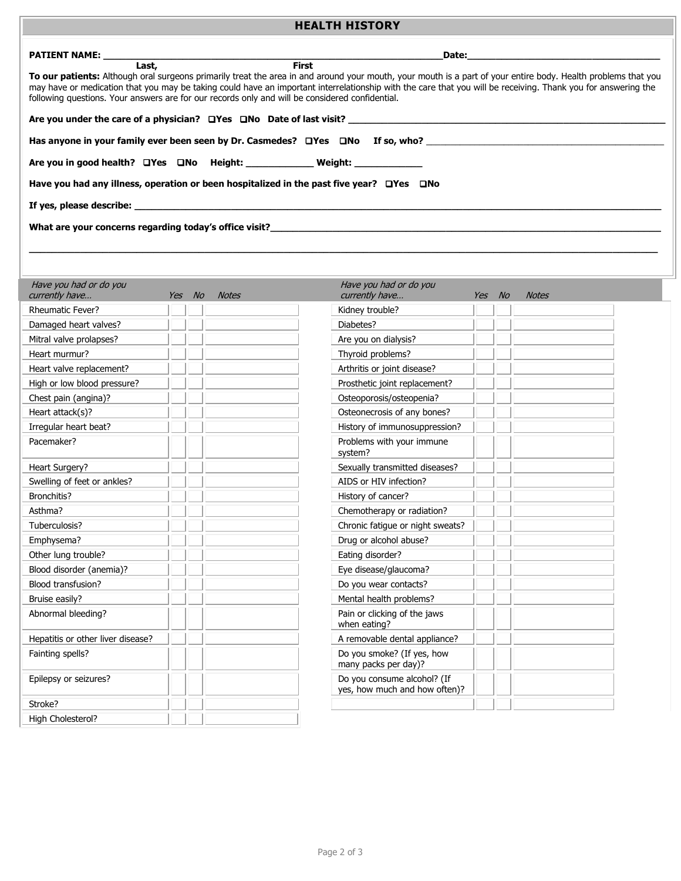## HEALTH HISTORY

**PATIENT NAME:** ______________________________________________ **Date:** ________________________
Last, First

**To our patients:** Although oral surgeons primarily treat the area in and around your mouth, your mouth is a part of your entire body. Health problems that you may have or medication that you may be taking could have an important interrelationship with the care that you will be receiving. Thank you for answering the following questions. Your answers are for our records only and will be considered confidential.

**Are you under the care of a physician?** ❑Yes ❑No **Date of last visit?** ________________________

**Has anyone in your family ever been seen by Dr. Casmedes?** ❑Yes ❑No **If so, who?** ________________________

**Are you in good health?** ❑Yes ❑No **Height:** ____________ **Weight:** ____________

**Have you had any illness, operation or been hospitalized in the past five year?** ❑Yes ❑No

**If yes, please describe:** ________________________________________________

**What are your concerns regarding today's office visit?** ________________________________________________

________________________________________________________________________

| *Have you had or do you currently have…* | *Yes* | *No* | *Notes* | *Have you had or do you currently have…* | *Yes* | *No* | *Notes* |
|---|---|---|---|---|---|---|---|
| Rheumatic Fever? | | | | Kidney trouble? | | | |
| Damaged heart valves? | | | | Diabetes? | | | |
| Mitral valve prolapses? | | | | Are you on dialysis? | | | |
| Heart murmur? | | | | Thyroid problems? | | | |
| Heart valve replacement? | | | | Arthritis or joint disease? | | | |
| High or low blood pressure? | | | | Prosthetic joint replacement? | | | |
| Chest pain (angina)? | | | | Osteoporosis/osteopenia? | | | |
| Heart attack(s)? | | | | Osteonecrosis of any bones? | | | |
| Irregular heart beat? | | | | History of immunosuppression? | | | |
| Pacemaker? | | | | Problems with your immune system? | | | |
| Heart Surgery? | | | | Sexually transmitted diseases? | | | |
| Swelling of feet or ankles? | | | | AIDS or HIV infection? | | | |
| Bronchitis? | | | | History of cancer? | | | |
| Asthma? | | | | Chemotherapy or radiation? | | | |
| Tuberculosis? | | | | Chronic fatigue or night sweats? | | | |
| Emphysema? | | | | Drug or alcohol abuse? | | | |
| Other lung trouble? | | | | Eating disorder? | | | |
| Blood disorder (anemia)? | | | | Eye disease/glaucoma? | | | |
| Blood transfusion? | | | | Do you wear contacts? | | | |
| Bruise easily? | | | | Mental health problems? | | | |
| Abnormal bleeding? | | | | Pain or clicking of the jaws when eating? | | | |
| Hepatitis or other liver disease? | | | | A removable dental appliance? | | | |
| Fainting spells? | | | | Do you smoke? (If yes, how many packs per day)? | | | |
| Epilepsy or seizures? | | | | Do you consume alcohol? (If yes, how much and how often)? | | | |
| Stroke? | | | | | | | |
| High Cholesterol? | | | | | | | |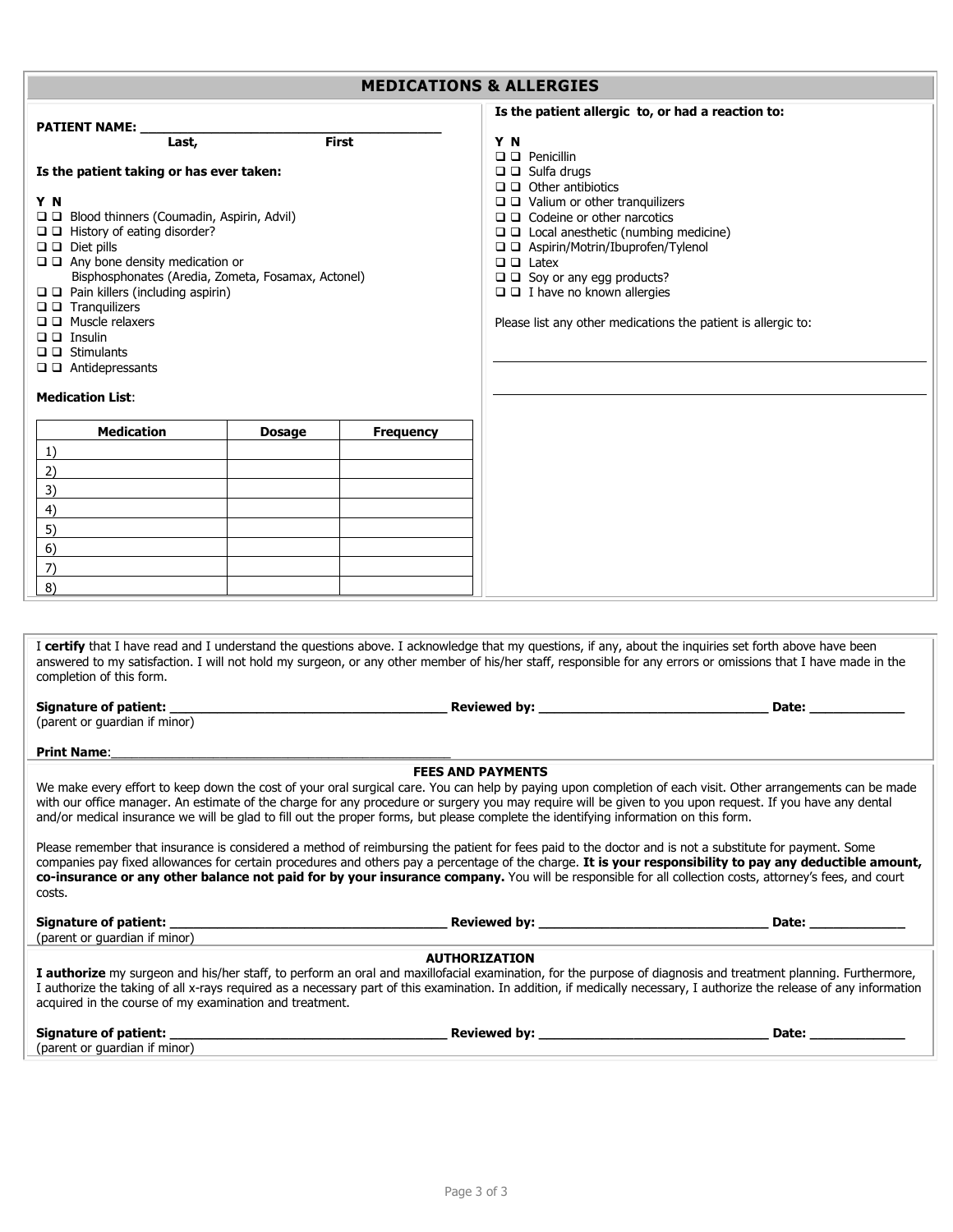## MEDICATIONS & ALLERGIES

**PATIENT NAME:** ________________________________________
**Last, First**

**Is the patient taking or has ever taken:**

**Y N**

- ❑ ❑ Blood thinners (Coumadin, Aspirin, Advil)
- ❑ ❑ History of eating disorder?
- ❑ ❑ Diet pills
- ❑ ❑ Any bone density medication or Bisphosphonates (Aredia, Zometa, Fosamax, Actonel)
- ❑ ❑ Pain killers (including aspirin)
- ❑ ❑ Tranquilizers
- ❑ ❑ Muscle relaxers
- ❑ ❑ Insulin
- ❑ ❑ Stimulants
- ❑ ❑ Antidepressants

**Medication List**:

| Medication | Dosage | Frequency |
|---|---|---|
| 1) | | |
| 2) | | |
| 3) | | |
| 4) | | |
| 5) | | |
| 6) | | |
| 7) | | |
| 8) | | |

**Is the patient allergic to, or had a reaction to:**

**Y N**

- ❑ ❑ Penicillin
- ❑ ❑ Sulfa drugs
- ❑ ❑ Other antibiotics
- ❑ ❑ Valium or other tranquilizers
- ❑ ❑ Codeine or other narcotics
- ❑ ❑ Local anesthetic (numbing medicine)
- ❑ ❑ Aspirin/Motrin/Ibuprofen/Tylenol
- ❑ ❑ Latex
- ❑ ❑ Soy or any egg products?
- ❑ ❑ I have no known allergies

Please list any other medications the patient is allergic to:

________________________________________

________________________________________

I **certify** that I have read and I understand the questions above. I acknowledge that my questions, if any, about the inquiries set forth above have been answered to my satisfaction. I will not hold my surgeon, or any other member of his/her staff, responsible for any errors or omissions that I have made in the completion of this form.

**Signature of patient:** ______________________ **Reviewed by:** ______________________ **Date:** __________
(parent or guardian if minor)

**Print Name**:______________________________

### FEES AND PAYMENTS

We make every effort to keep down the cost of your oral surgical care. You can help by paying upon completion of each visit. Other arrangements can be made with our office manager. An estimate of the charge for any procedure or surgery you may require will be given to you upon request. If you have any dental and/or medical insurance we will be glad to fill out the proper forms, but please complete the identifying information on this form.

Please remember that insurance is considered a method of reimbursing the patient for fees paid to the doctor and is not a substitute for payment. Some companies pay fixed allowances for certain procedures and others pay a percentage of the charge. **It is your responsibility to pay any deductible amount, co-insurance or any other balance not paid for by your insurance company.** You will be responsible for all collection costs, attorney's fees, and court costs.

**Signature of patient:** ______________________ **Reviewed by:** ______________________ **Date:** __________
(parent or guardian if minor)

### AUTHORIZATION

**I authorize** my surgeon and his/her staff, to perform an oral and maxillofacial examination, for the purpose of diagnosis and treatment planning. Furthermore, I authorize the taking of all x-rays required as a necessary part of this examination. In addition, if medically necessary, I authorize the release of any information acquired in the course of my examination and treatment.

**Signature of patient:** ______________________ **Reviewed by:** ______________________ **Date:** __________
(parent or guardian if minor)